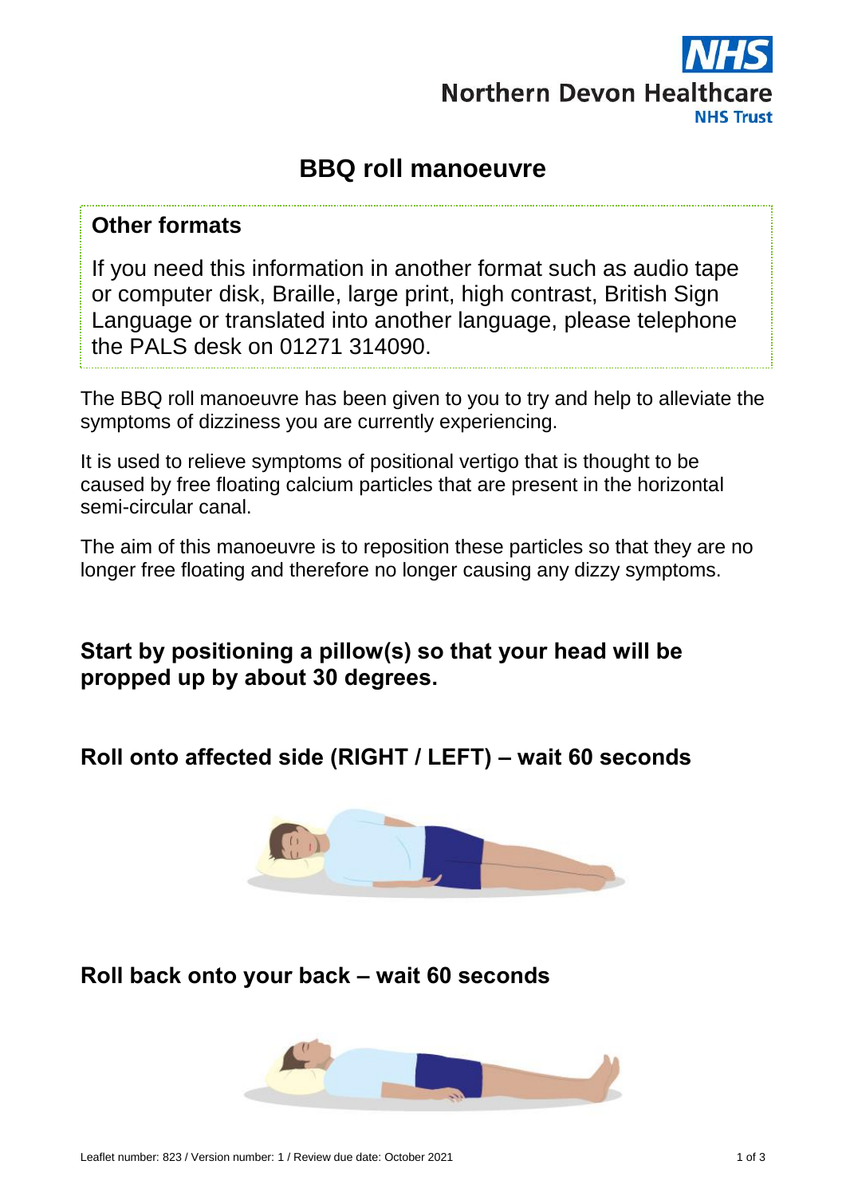Northern Devon Healthcare NHS Trust

# BBQ roll manoeuvre

## Other formats

If you need this information in another format such as audio tape or computer disk, Braille, large print, high contrast, British Sign Language or translated into another language, please telephone the PALS desk on 01271 314090.

The BBQ roll manoeuvre has been given to you to try and help to alleviate the symptoms of dizziness you are currently experiencing.

It is used to relieve symptoms of positional vertigo that is thought to be caused by free floating calcium particles that are present in the horizontal semi-circular canal.

The aim of this manoeuvre is to reposition these particles so that they are no longer free floating and therefore no longer causing any dizzy symptoms.

**Start by positioning a pillow(s) so that your head will be propped up by about 30 degrees.**

**Roll onto affected side (RIGHT / LEFT) – wait 60 seconds**

**Roll back onto your back – wait 60 seconds**

Leaflet number: 823 / Version number: 1 / Review due date: October 2021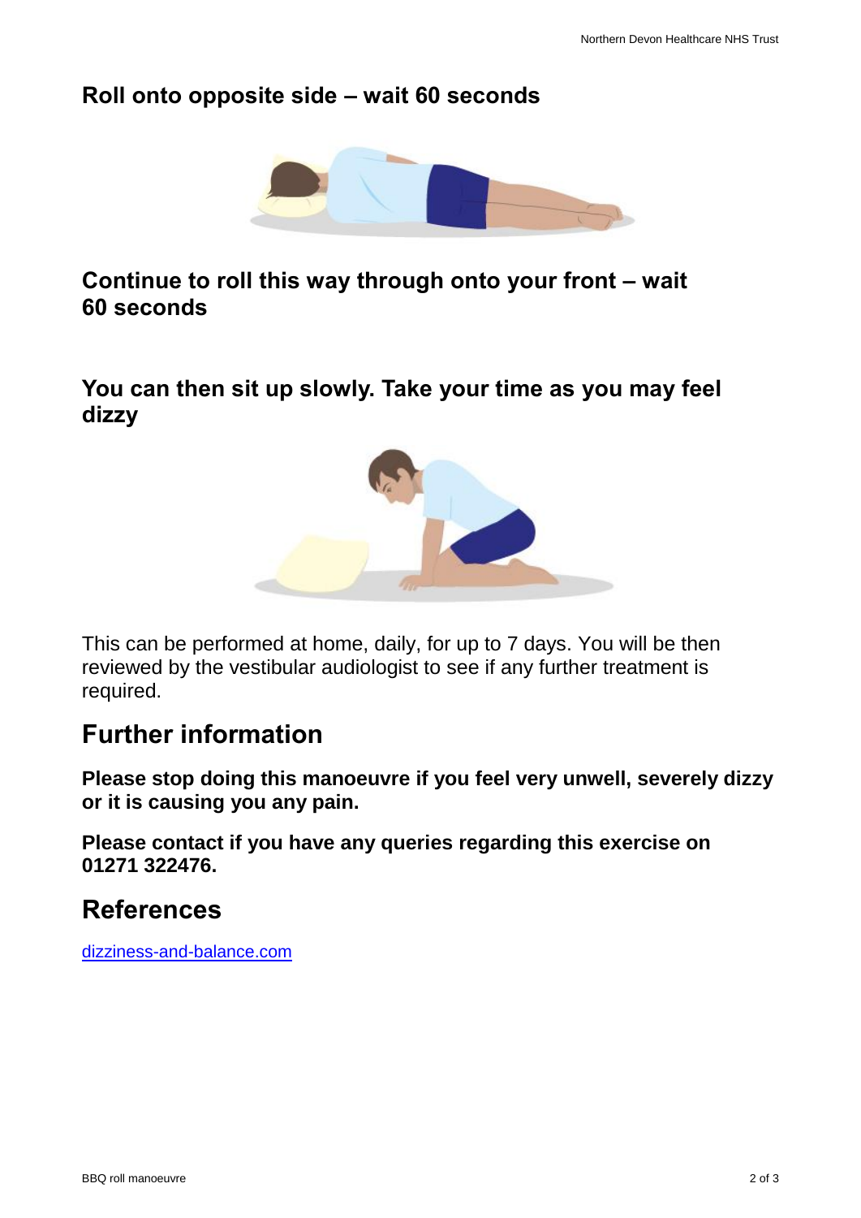**Roll onto opposite side – wait 60 seconds**

**Continue to roll this way through onto your front – wait 60 seconds**

**You can then sit up slowly. Take your time as you may feel dizzy**

This can be performed at home, daily, for up to 7 days. You will be then reviewed by the vestibular audiologist to see if any further treatment is required.

## Further information

**Please stop doing this manoeuvre if you feel very unwell, severely dizzy or it is causing you any pain.**

**Please contact if you have any queries regarding this exercise on 01271 322476.**

## References

[dizziness-and-balance.com](dizziness-and-balance.com)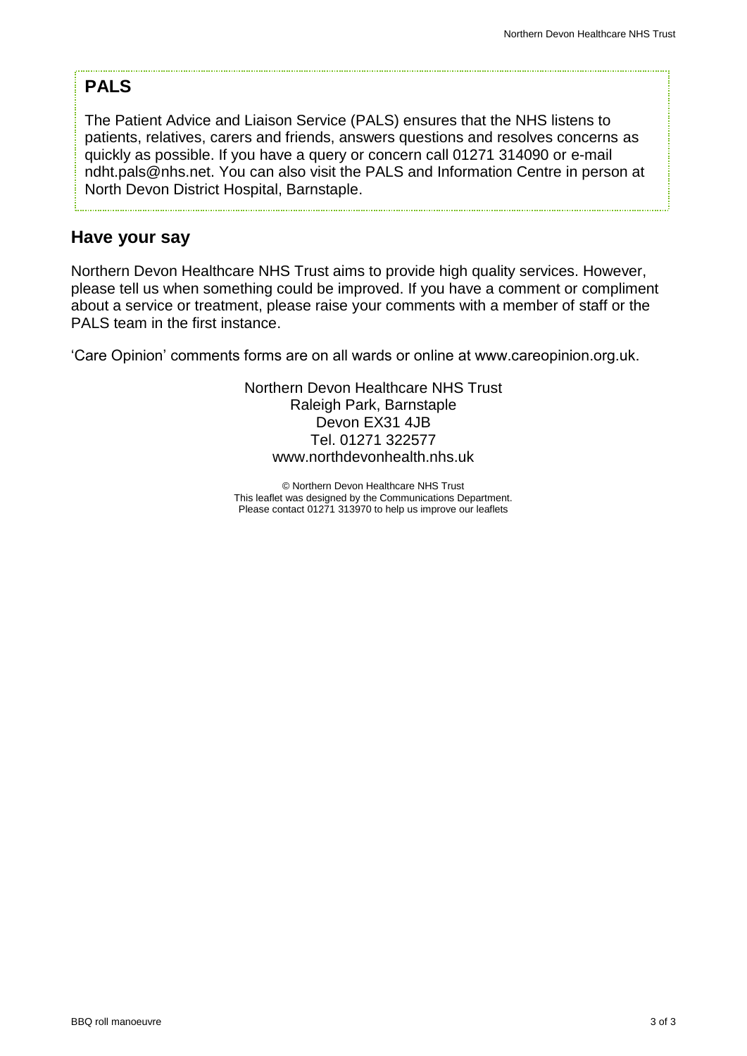## PALS

The Patient Advice and Liaison Service (PALS) ensures that the NHS listens to patients, relatives, carers and friends, answers questions and resolves concerns as quickly as possible. If you have a query or concern call 01271 314090 or e-mail ndht.pals@nhs.net. You can also visit the PALS and Information Centre in person at North Devon District Hospital, Barnstaple.

## Have your say

Northern Devon Healthcare NHS Trust aims to provide high quality services. However, please tell us when something could be improved. If you have a comment or compliment about a service or treatment, please raise your comments with a member of staff or the PALS team in the first instance.

'Care Opinion' comments forms are on all wards or online at www.careopinion.org.uk.

Northern Devon Healthcare NHS Trust
Raleigh Park, Barnstaple
Devon EX31 4JB
Tel. 01271 322577
www.northdevonhealth.nhs.uk

© Northern Devon Healthcare NHS Trust
This leaflet was designed by the Communications Department.
Please contact 01271 313970 to help us improve our leaflets